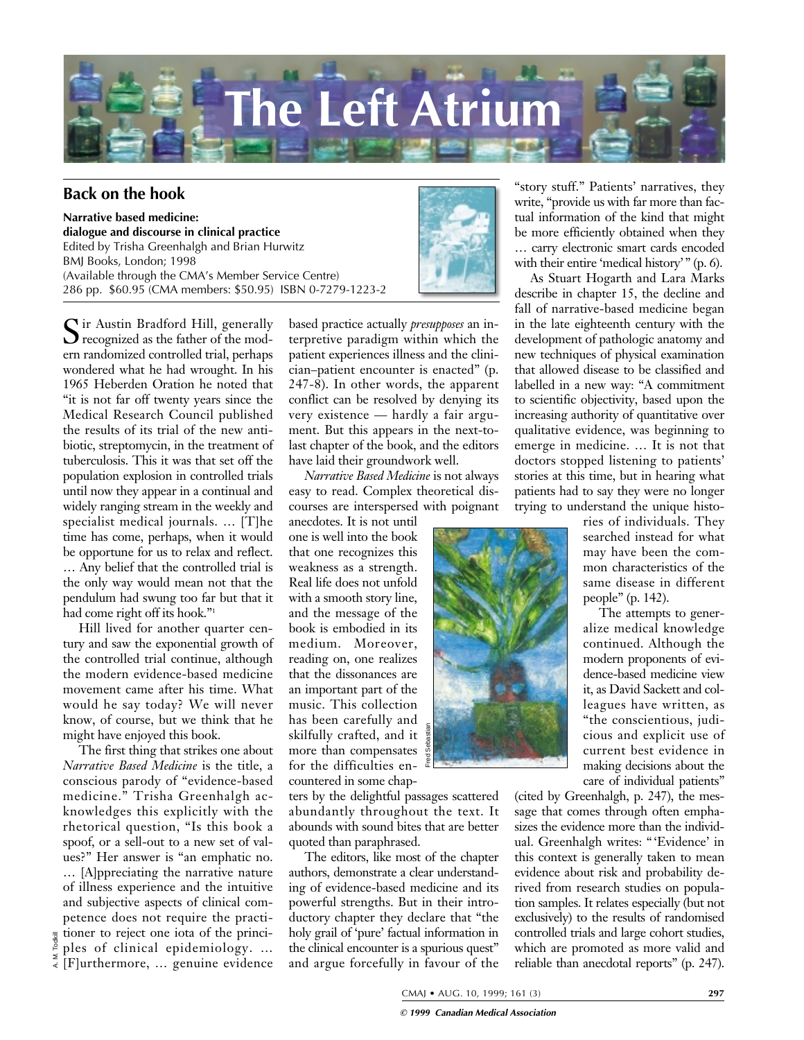# The Left Atrium

## Back on the hook

**Narrative based medicine: dialogue and discourse in clinical practice**
Edited by Trisha Greenhalgh and Brian Hurwitz
BMJ Books, London; 1998
(Available through the CMA's Member Service Centre)
286 pp. $60.95 (CMA members: $50.95) ISBN 0-7279-1223-2

Sir Austin Bradford Hill, generally recognized as the father of the modern randomized controlled trial, perhaps wondered what he had wrought. In his 1965 Heberden Oration he noted that "it is not far off twenty years since the Medical Research Council published the results of its trial of the new antibiotic, streptomycin, in the treatment of tuberculosis. This it was that set off the population explosion in controlled trials until now they appear in a continual and widely ranging stream in the weekly and specialist medical journals. … [T]he time has come, perhaps, when it would be opportune for us to relax and reflect. … Any belief that the controlled trial is the only way would mean not that the pendulum had swung too far but that it had come right off its hook."[1]

Hill lived for another quarter century and saw the exponential growth of the controlled trial continue, although the modern evidence-based medicine movement came after his time. What would he say today? We will never know, of course, but we think that he might have enjoyed this book.

The first thing that strikes one about *Narrative Based Medicine* is the title, a conscious parody of "evidence-based medicine." Trisha Greenhalgh acknowledges this explicitly with the rhetorical question, "Is this book a spoof, or a sell-out to a new set of values?" Her answer is "an emphatic no. … [A]ppreciating the narrative nature of illness experience and the intuitive and subjective aspects of clinical competence does not require the practitioner to reject one iota of the principles of clinical epidemiology. … [F]urthermore, … genuine evidence based practice actually *presupposes* an interpretive paradigm within which the patient experiences illness and the clinician–patient encounter is enacted" (p. 247-8). In other words, the apparent conflict can be resolved by denying its very existence — hardly a fair argument. But this appears in the next-to-last chapter of the book, and the editors have laid their groundwork well.

*Narrative Based Medicine* is not always easy to read. Complex theoretical discourses are interspersed with poignant anecdotes. It is not until one is well into the book that one recognizes this weakness as a strength. Real life does not unfold with a smooth story line, and the message of the book is embodied in its medium. Moreover, reading on, one realizes that the dissonances are an important part of the music. This collection has been carefully and skilfully crafted, and it more than compensates for the difficulties encountered in some chapters by the delightful passages scattered abundantly throughout the text. It abounds with sound bites that are better quoted than paraphrased.

The editors, like most of the chapter authors, demonstrate a clear understanding of evidence-based medicine and its powerful strengths. But in their introductory chapter they declare that "the holy grail of 'pure' factual information in the clinical encounter is a spurious quest" and argue forcefully in favour of the "story stuff." Patients' narratives, they write, "provide us with far more than factual information of the kind that might be more efficiently obtained when they … carry electronic smart cards encoded with their entire 'medical history'" (p. 6).

As Stuart Hogarth and Lara Marks describe in chapter 15, the decline and fall of narrative-based medicine began in the late eighteenth century with the development of pathologic anatomy and new techniques of physical examination that allowed disease to be classified and labelled in a new way: "A commitment to scientific objectivity, based upon the increasing authority of quantitative over qualitative evidence, was beginning to emerge in medicine. … It is not that doctors stopped listening to patients' stories at this time, but in hearing what patients had to say they were no longer trying to understand the unique histories of individuals. They searched instead for what may have been the common characteristics of the same disease in different people" (p. 142).

The attempts to generalize medical knowledge continued. Although the modern proponents of evidence-based medicine view it, as David Sackett and colleagues have written, as "the conscientious, judicious and explicit use of current best evidence in making decisions about the care of individual patients" (cited by Greenhalgh, p. 247), the message that comes through often emphasizes the evidence more than the individual. Greenhalgh writes: "'Evidence' in this context is generally taken to mean evidence about risk and probability derived from research studies on population samples. It relates especially (but not exclusively) to the results of randomised controlled trials and large cohort studies, which are promoted as more valid and reliable than anecdotal reports" (p. 247).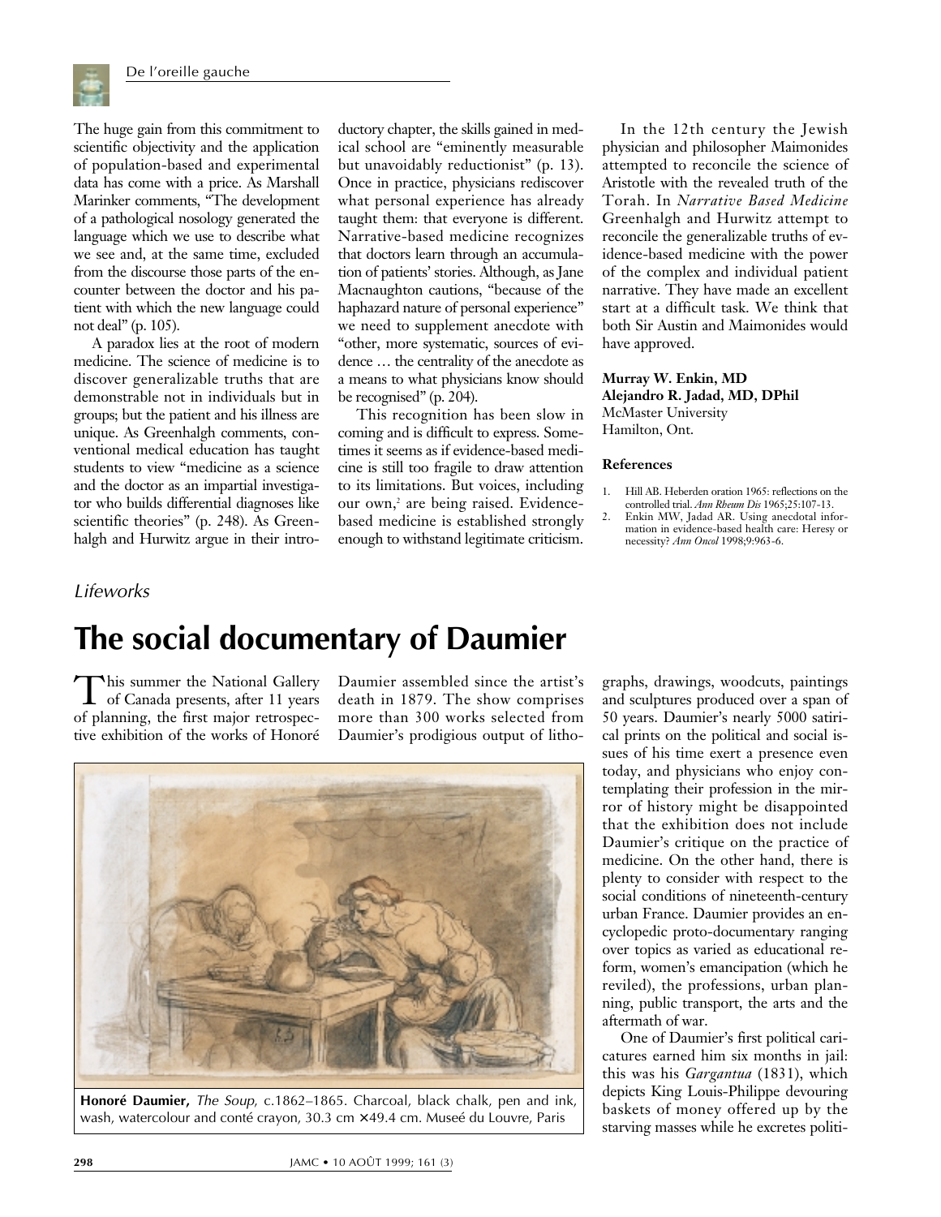The huge gain from this commitment to scientific objectivity and the application of population-based and experimental data has come with a price. As Marshall Marinker comments, "The development of a pathological nosology generated the language which we use to describe what we see and, at the same time, excluded from the discourse those parts of the encounter between the doctor and his patient with which the new language could not deal" (p. 105).

A paradox lies at the root of modern medicine. The science of medicine is to discover generalizable truths that are demonstrable not in individuals but in groups; but the patient and his illness are unique. As Greenhalgh comments, conventional medical education has taught students to view "medicine as a science and the doctor as an impartial investigator who builds differential diagnoses like scientific theories" (p. 248). As Greenhalgh and Hurwitz argue in their introductory chapter, the skills gained in medical school are "eminently measurable but unavoidably reductionist" (p. 13). Once in practice, physicians rediscover what personal experience has already taught them: that everyone is different. Narrative-based medicine recognizes that doctors learn through an accumulation of patients' stories. Although, as Jane Macnaughton cautions, "because of the haphazard nature of personal experience" we need to supplement anecdote with "other, more systematic, sources of evidence … the centrality of the anecdote as a means to what physicians know should be recognised" (p. 204).

This recognition has been slow in coming and is difficult to express. Sometimes it seems as if evidence-based medicine is still too fragile to draw attention to its limitations. But voices, including our own,[2] are being raised. Evidence-based medicine is established strongly enough to withstand legitimate criticism.

In the 12th century the Jewish physician and philosopher Maimonides attempted to reconcile the science of Aristotle with the revealed truth of the Torah. In *Narrative Based Medicine* Greenhalgh and Hurwitz attempt to reconcile the generalizable truths of evidence-based medicine with the power of the complex and individual patient narrative. They have made an excellent start at a difficult task. We think that both Sir Austin and Maimonides would have approved.

**Murray W. Enkin, MD**
**Alejandro R. Jadad, MD, DPhil**
McMaster University
Hamilton, Ont.

**References**

1. Hill AB. Heberden oration 1965: reflections on the controlled trial. *Ann Rheum Dis* 1965;25:107-13.
2. Enkin MW, Jadad AR. Using anecdotal information in evidence-based health care: Heresy or necessity? *Ann Oncol* 1998;9:963-6.

*Lifeworks*

# The social documentary of Daumier

This summer the National Gallery of Canada presents, after 11 years of planning, the first major retrospective exhibition of the works of Honoré Daumier assembled since the artist's death in 1879. The show comprises more than 300 works selected from Daumier's prodigious output of lithographs, drawings, woodcuts, paintings and sculptures produced over a span of 50 years. Daumier's nearly 5000 satirical prints on the political and social issues of his time exert a presence even today, and physicians who enjoy contemplating their profession in the mirror of history might be disappointed that the exhibition does not include Daumier's critique on the practice of medicine. On the other hand, there is plenty to consider with respect to the social conditions of nineteenth-century urban France. Daumier provides an encyclopedic proto-documentary ranging over topics as varied as educational reform, women's emancipation (which he reviled), the professions, urban planning, public transport, the arts and the aftermath of war.

**Honoré Daumier,** *The Soup*, c.1862–1865. Charcoal, black chalk, pen and ink, wash, watercolour and conté crayon, 30.3 cm × 49.4 cm. Museé du Louvre, Paris

One of Daumier's first political caricatures earned him six months in jail: this was his *Gargantua* (1831), which depicts King Louis-Philippe devouring baskets of money offered up by the starving masses while he excretes politi-